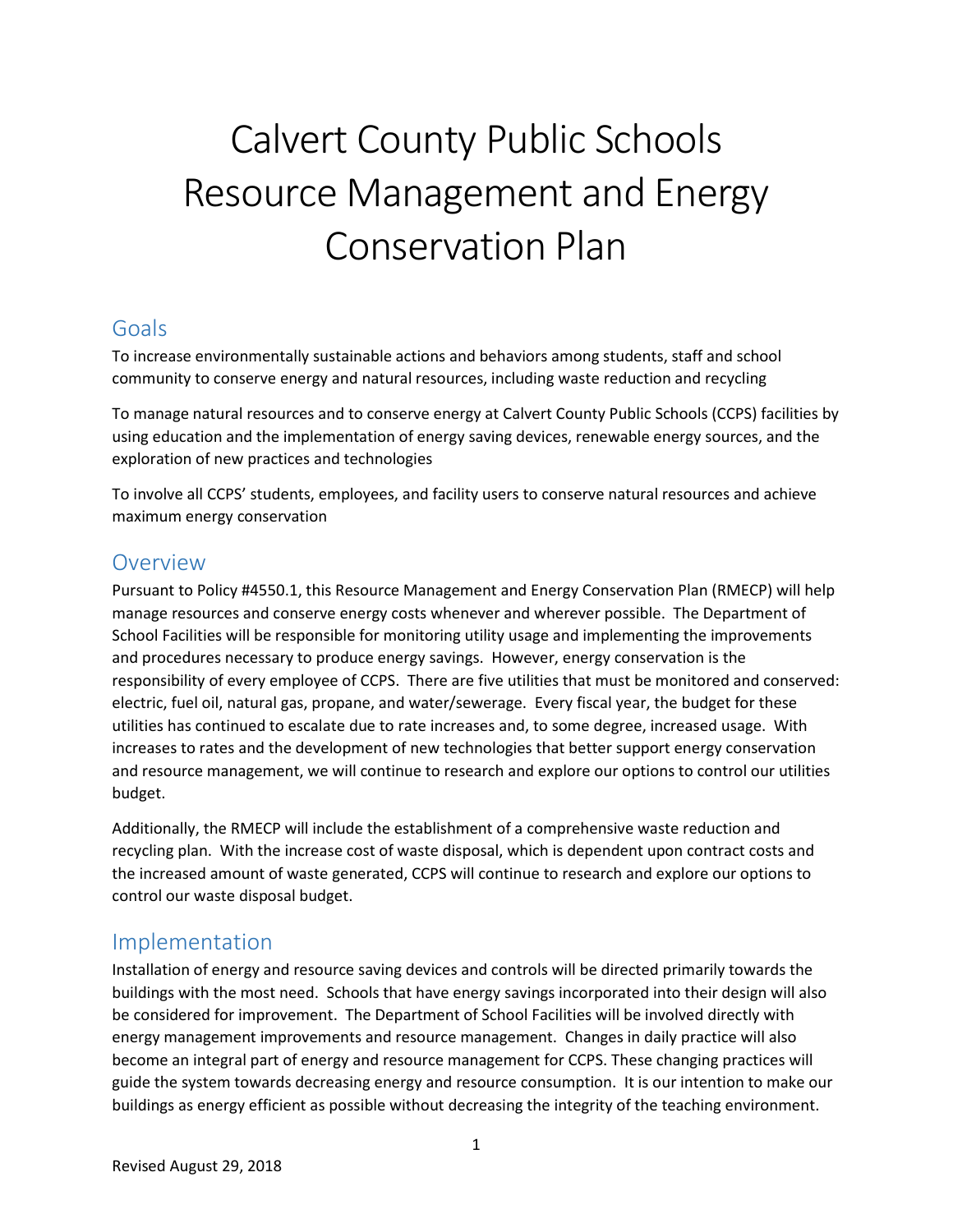# Calvert County Public Schools Resource Management and Energy Conservation Plan

## Goals

To increase environmentally sustainable actions and behaviors among students, staff and school community to conserve energy and natural resources, including waste reduction and recycling

To manage natural resources and to conserve energy at Calvert County Public Schools (CCPS) facilities by using education and the implementation of energy saving devices, renewable energy sources, and the exploration of new practices and technologies

To involve all CCPS' students, employees, and facility users to conserve natural resources and achieve maximum energy conservation

## Overview

Pursuant to Policy #4550.1, this Resource Management and Energy Conservation Plan (RMECP) will help manage resources and conserve energy costs whenever and wherever possible. The Department of School Facilities will be responsible for monitoring utility usage and implementing the improvements and procedures necessary to produce energy savings. However, energy conservation is the responsibility of every employee of CCPS. There are five utilities that must be monitored and conserved: electric, fuel oil, natural gas, propane, and water/sewerage. Every fiscal year, the budget for these utilities has continued to escalate due to rate increases and, to some degree, increased usage. With increases to rates and the development of new technologies that better support energy conservation and resource management, we will continue to research and explore our options to control our utilities budget.

Additionally, the RMECP will include the establishment of a comprehensive waste reduction and recycling plan. With the increase cost of waste disposal, which is dependent upon contract costs and the increased amount of waste generated, CCPS will continue to research and explore our options to control our waste disposal budget.

## Implementation

Installation of energy and resource saving devices and controls will be directed primarily towards the buildings with the most need. Schools that have energy savings incorporated into their design will also be considered for improvement. The Department of School Facilities will be involved directly with energy management improvements and resource management. Changes in daily practice will also become an integral part of energy and resource management for CCPS. These changing practices will guide the system towards decreasing energy and resource consumption. It is our intention to make our buildings as energy efficient as possible without decreasing the integrity of the teaching environment.

Revised August 29, 2018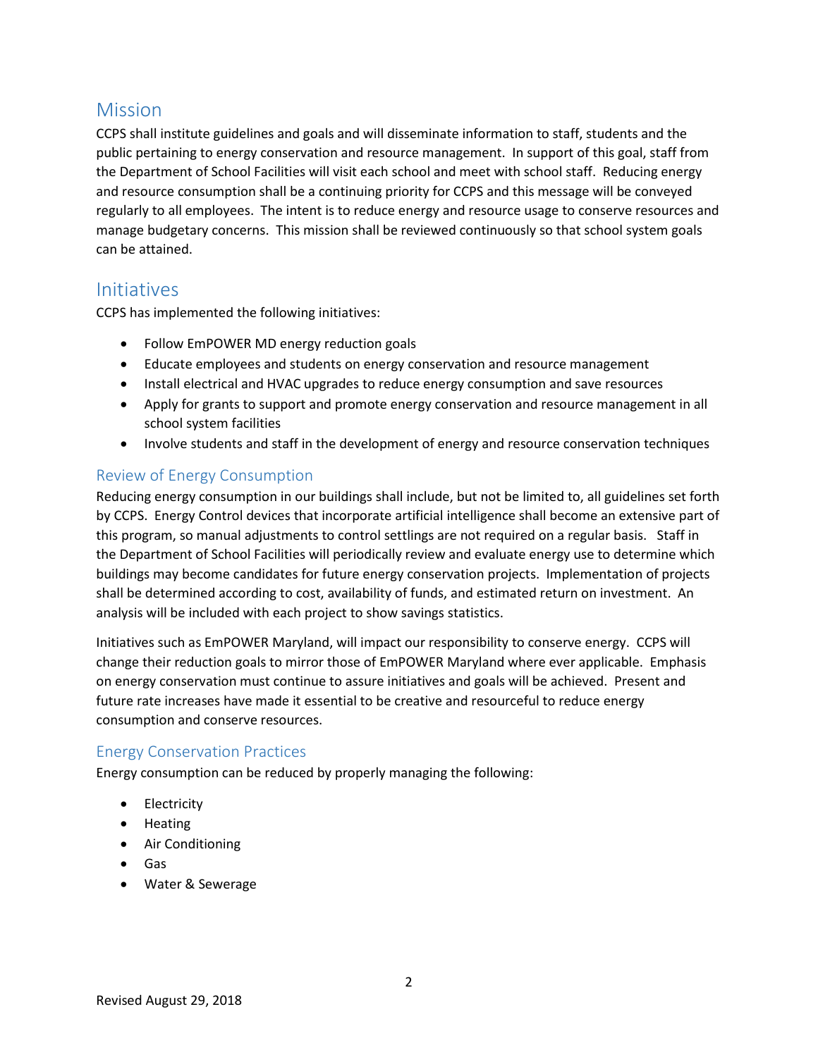## Mission

CCPS shall institute guidelines and goals and will disseminate information to staff, students and the public pertaining to energy conservation and resource management. In support of this goal, staff from the Department of School Facilities will visit each school and meet with school staff. Reducing energy and resource consumption shall be a continuing priority for CCPS and this message will be conveyed regularly to all employees. The intent is to reduce energy and resource usage to conserve resources and manage budgetary concerns. This mission shall be reviewed continuously so that school system goals can be attained.

## Initiatives

CCPS has implemented the following initiatives:

- Follow EmPOWER MD energy reduction goals
- Educate employees and students on energy conservation and resource management
- Install electrical and HVAC upgrades to reduce energy consumption and save resources
- Apply for grants to support and promote energy conservation and resource management in all school system facilities
- Involve students and staff in the development of energy and resource conservation techniques

### Review of Energy Consumption

Reducing energy consumption in our buildings shall include, but not be limited to, all guidelines set forth by CCPS. Energy Control devices that incorporate artificial intelligence shall become an extensive part of this program, so manual adjustments to control settlings are not required on a regular basis. Staff in the Department of School Facilities will periodically review and evaluate energy use to determine which buildings may become candidates for future energy conservation projects. Implementation of projects shall be determined according to cost, availability of funds, and estimated return on investment. An analysis will be included with each project to show savings statistics.

Initiatives such as EmPOWER Maryland, will impact our responsibility to conserve energy. CCPS will change their reduction goals to mirror those of EmPOWER Maryland where ever applicable. Emphasis on energy conservation must continue to assure initiatives and goals will be achieved. Present and future rate increases have made it essential to be creative and resourceful to reduce energy consumption and conserve resources.

### Energy Conservation Practices

Energy consumption can be reduced by properly managing the following:

- Electricity
- Heating
- Air Conditioning
- Gas
- Water & Sewerage

Revised August 29, 2018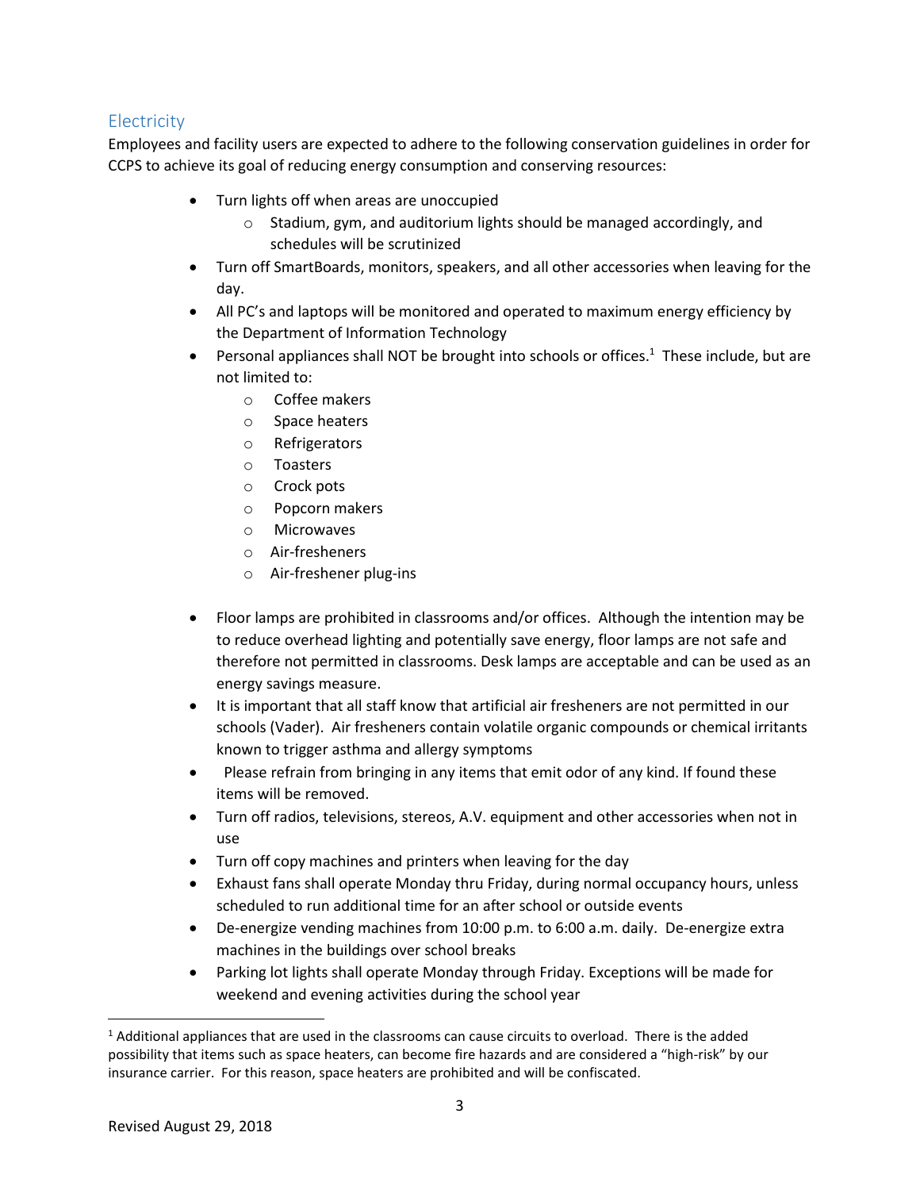## Electricity

Employees and facility users are expected to adhere to the following conservation guidelines in order for CCPS to achieve its goal of reducing energy consumption and conserving resources:

- Turn lights off when areas are unoccupied
  - Stadium, gym, and auditorium lights should be managed accordingly, and schedules will be scrutinized
- Turn off SmartBoards, monitors, speakers, and all other accessories when leaving for the day.
- All PC's and laptops will be monitored and operated to maximum energy efficiency by the Department of Information Technology
- Personal appliances shall NOT be brought into schools or offices.[1] These include, but are not limited to:
  - Coffee makers
  - Space heaters
  - Refrigerators
  - Toasters
  - Crock pots
  - Popcorn makers
  - Microwaves
  - Air-fresheners
  - Air-freshener plug-ins
- Floor lamps are prohibited in classrooms and/or offices. Although the intention may be to reduce overhead lighting and potentially save energy, floor lamps are not safe and therefore not permitted in classrooms. Desk lamps are acceptable and can be used as an energy savings measure.
- It is important that all staff know that artificial air fresheners are not permitted in our schools (Vader). Air fresheners contain volatile organic compounds or chemical irritants known to trigger asthma and allergy symptoms
- Please refrain from bringing in any items that emit odor of any kind. If found these items will be removed.
- Turn off radios, televisions, stereos, A.V. equipment and other accessories when not in use
- Turn off copy machines and printers when leaving for the day
- Exhaust fans shall operate Monday thru Friday, during normal occupancy hours, unless scheduled to run additional time for an after school or outside events
- De-energize vending machines from 10:00 p.m. to 6:00 a.m. daily. De-energize extra machines in the buildings over school breaks
- Parking lot lights shall operate Monday through Friday. Exceptions will be made for weekend and evening activities during the school year

---

[1] Additional appliances that are used in the classrooms can cause circuits to overload. There is the added possibility that items such as space heaters, can become fire hazards and are considered a "high-risk" by our insurance carrier. For this reason, space heaters are prohibited and will be confiscated.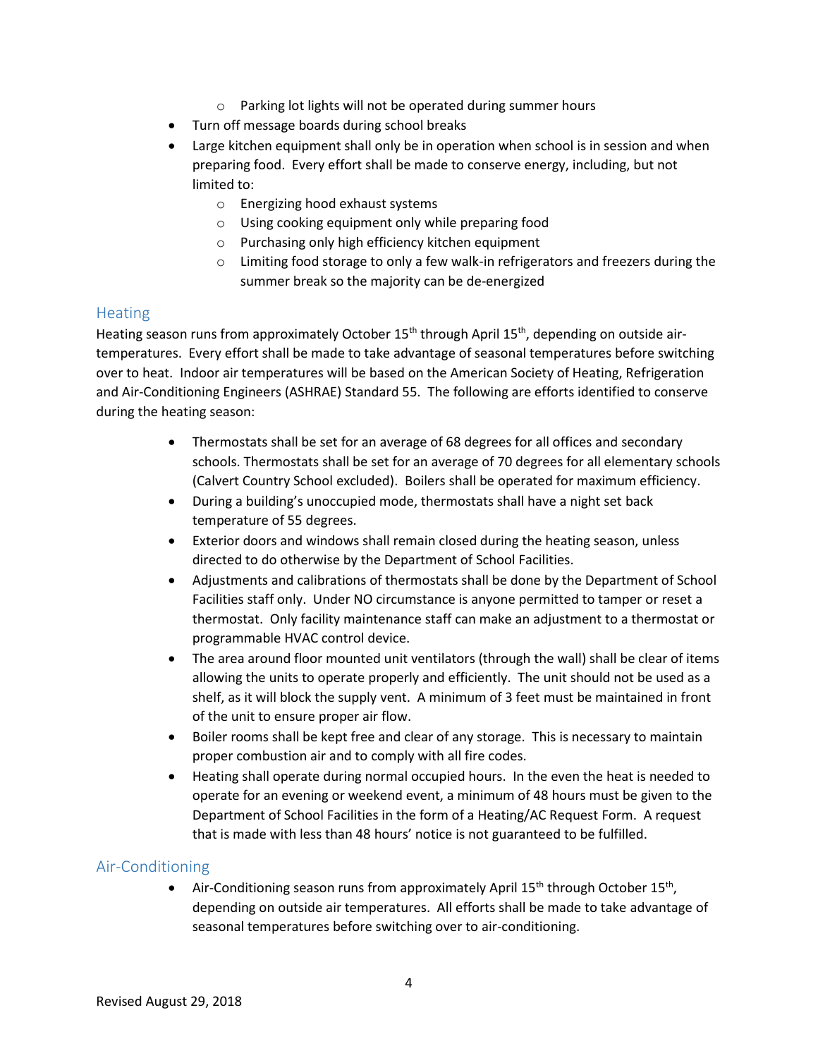- Parking lot lights will not be operated during summer hours
- Turn off message boards during school breaks
- Large kitchen equipment shall only be in operation when school is in session and when preparing food. Every effort shall be made to conserve energy, including, but not limited to:
    - Energizing hood exhaust systems
    - Using cooking equipment only while preparing food
    - Purchasing only high efficiency kitchen equipment
    - Limiting food storage to only a few walk-in refrigerators and freezers during the summer break so the majority can be de-energized

## Heating

Heating season runs from approximately October 15th through April 15th, depending on outside air-temperatures. Every effort shall be made to take advantage of seasonal temperatures before switching over to heat. Indoor air temperatures will be based on the American Society of Heating, Refrigeration and Air-Conditioning Engineers (ASHRAE) Standard 55. The following are efforts identified to conserve during the heating season:

- Thermostats shall be set for an average of 68 degrees for all offices and secondary schools. Thermostats shall be set for an average of 70 degrees for all elementary schools (Calvert Country School excluded). Boilers shall be operated for maximum efficiency.
- During a building's unoccupied mode, thermostats shall have a night set back temperature of 55 degrees.
- Exterior doors and windows shall remain closed during the heating season, unless directed to do otherwise by the Department of School Facilities.
- Adjustments and calibrations of thermostats shall be done by the Department of School Facilities staff only. Under NO circumstance is anyone permitted to tamper or reset a thermostat. Only facility maintenance staff can make an adjustment to a thermostat or programmable HVAC control device.
- The area around floor mounted unit ventilators (through the wall) shall be clear of items allowing the units to operate properly and efficiently. The unit should not be used as a shelf, as it will block the supply vent. A minimum of 3 feet must be maintained in front of the unit to ensure proper air flow.
- Boiler rooms shall be kept free and clear of any storage. This is necessary to maintain proper combustion air and to comply with all fire codes.
- Heating shall operate during normal occupied hours. In the even the heat is needed to operate for an evening or weekend event, a minimum of 48 hours must be given to the Department of School Facilities in the form of a Heating/AC Request Form. A request that is made with less than 48 hours' notice is not guaranteed to be fulfilled.

## Air-Conditioning

- Air-Conditioning season runs from approximately April 15th through October 15th, depending on outside air temperatures. All efforts shall be made to take advantage of seasonal temperatures before switching over to air-conditioning.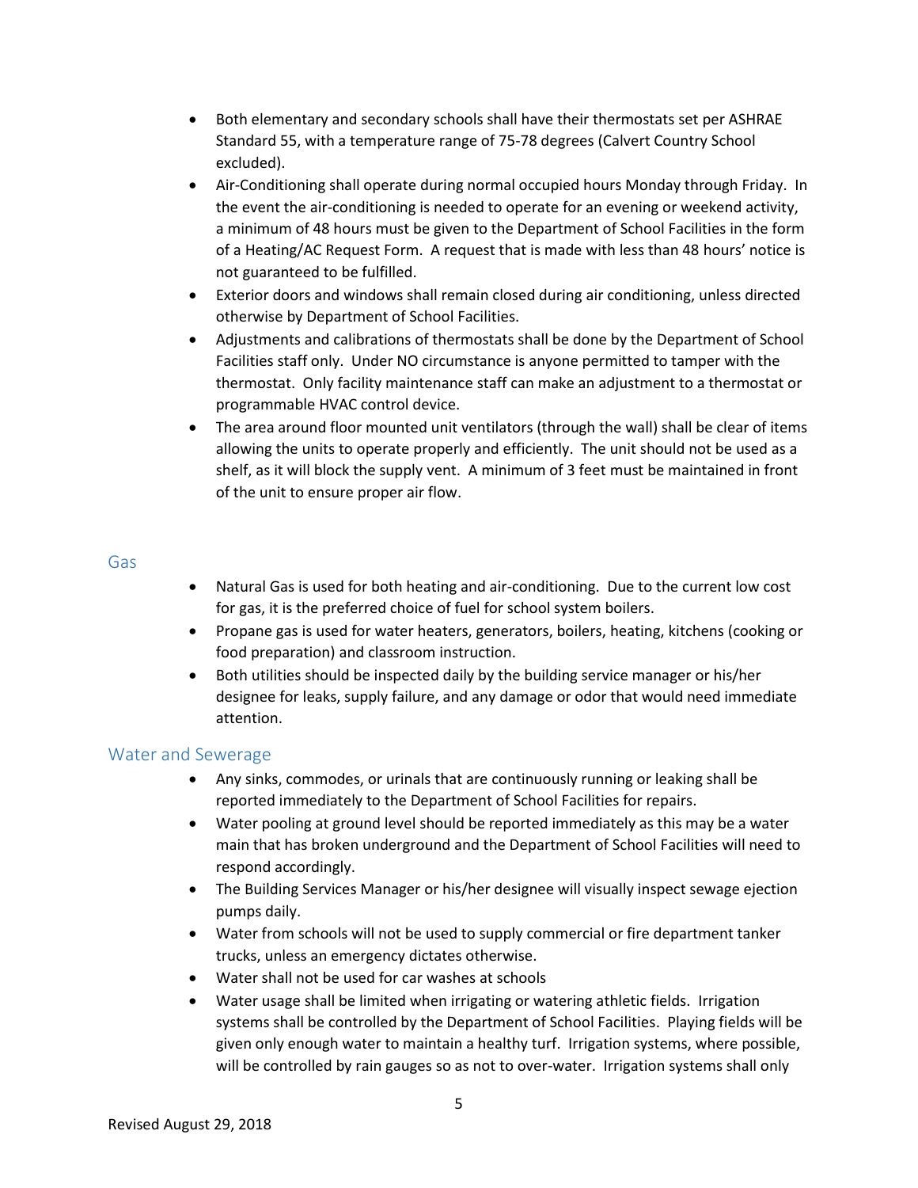- Both elementary and secondary schools shall have their thermostats set per ASHRAE Standard 55, with a temperature range of 75-78 degrees (Calvert Country School excluded).
- Air-Conditioning shall operate during normal occupied hours Monday through Friday. In the event the air-conditioning is needed to operate for an evening or weekend activity, a minimum of 48 hours must be given to the Department of School Facilities in the form of a Heating/AC Request Form. A request that is made with less than 48 hours' notice is not guaranteed to be fulfilled.
- Exterior doors and windows shall remain closed during air conditioning, unless directed otherwise by Department of School Facilities.
- Adjustments and calibrations of thermostats shall be done by the Department of School Facilities staff only. Under NO circumstance is anyone permitted to tamper with the thermostat. Only facility maintenance staff can make an adjustment to a thermostat or programmable HVAC control device.
- The area around floor mounted unit ventilators (through the wall) shall be clear of items allowing the units to operate properly and efficiently. The unit should not be used as a shelf, as it will block the supply vent. A minimum of 3 feet must be maintained in front of the unit to ensure proper air flow.

## Gas

- Natural Gas is used for both heating and air-conditioning. Due to the current low cost for gas, it is the preferred choice of fuel for school system boilers.
- Propane gas is used for water heaters, generators, boilers, heating, kitchens (cooking or food preparation) and classroom instruction.
- Both utilities should be inspected daily by the building service manager or his/her designee for leaks, supply failure, and any damage or odor that would need immediate attention.

## Water and Sewerage

- Any sinks, commodes, or urinals that are continuously running or leaking shall be reported immediately to the Department of School Facilities for repairs.
- Water pooling at ground level should be reported immediately as this may be a water main that has broken underground and the Department of School Facilities will need to respond accordingly.
- The Building Services Manager or his/her designee will visually inspect sewage ejection pumps daily.
- Water from schools will not be used to supply commercial or fire department tanker trucks, unless an emergency dictates otherwise.
- Water shall not be used for car washes at schools
- Water usage shall be limited when irrigating or watering athletic fields. Irrigation systems shall be controlled by the Department of School Facilities. Playing fields will be given only enough water to maintain a healthy turf. Irrigation systems, where possible, will be controlled by rain gauges so as not to over-water. Irrigation systems shall only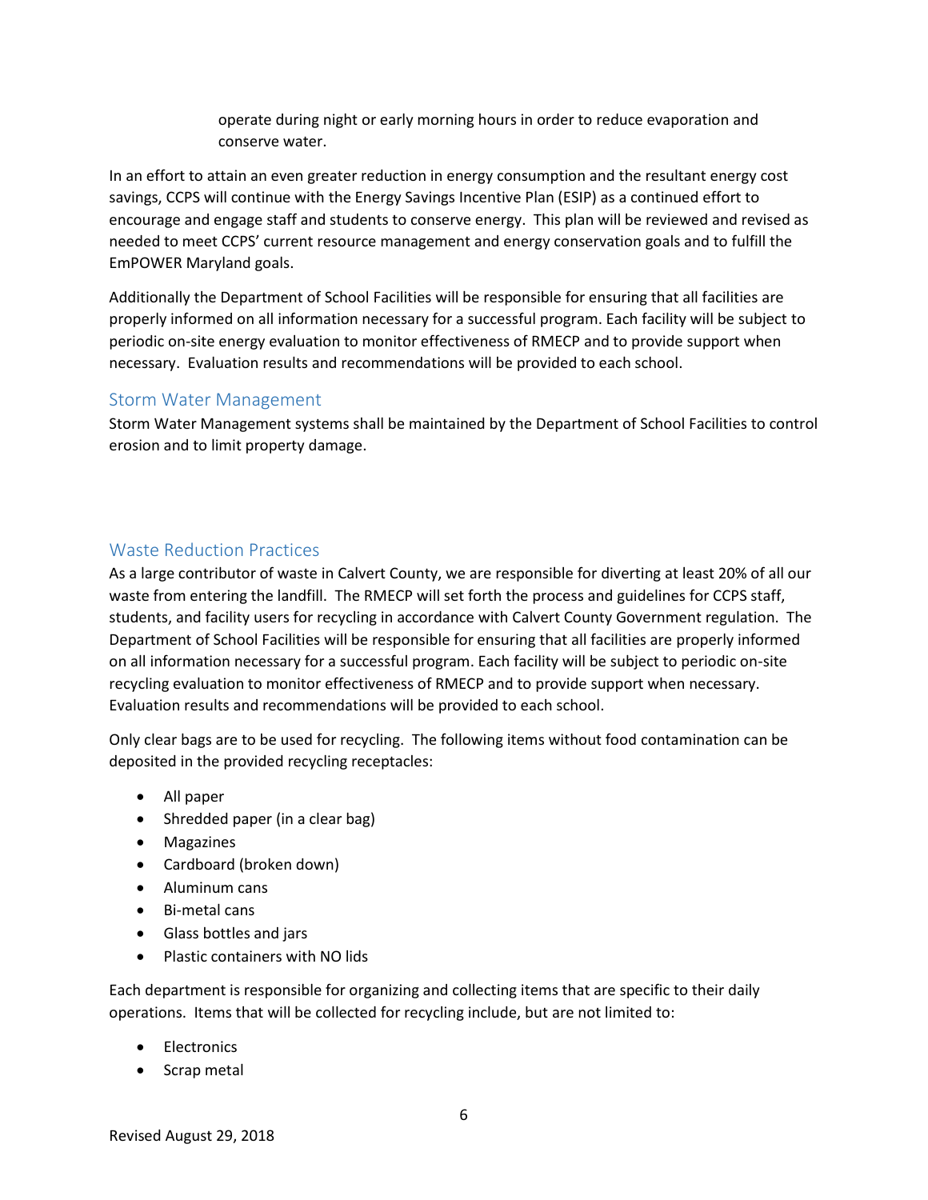operate during night or early morning hours in order to reduce evaporation and conserve water.

In an effort to attain an even greater reduction in energy consumption and the resultant energy cost savings, CCPS will continue with the Energy Savings Incentive Plan (ESIP) as a continued effort to encourage and engage staff and students to conserve energy. This plan will be reviewed and revised as needed to meet CCPS' current resource management and energy conservation goals and to fulfill the EmPOWER Maryland goals.

Additionally the Department of School Facilities will be responsible for ensuring that all facilities are properly informed on all information necessary for a successful program. Each facility will be subject to periodic on-site energy evaluation to monitor effectiveness of RMECP and to provide support when necessary. Evaluation results and recommendations will be provided to each school.

## Storm Water Management

Storm Water Management systems shall be maintained by the Department of School Facilities to control erosion and to limit property damage.

## Waste Reduction Practices

As a large contributor of waste in Calvert County, we are responsible for diverting at least 20% of all our waste from entering the landfill. The RMECP will set forth the process and guidelines for CCPS staff, students, and facility users for recycling in accordance with Calvert County Government regulation. The Department of School Facilities will be responsible for ensuring that all facilities are properly informed on all information necessary for a successful program. Each facility will be subject to periodic on-site recycling evaluation to monitor effectiveness of RMECP and to provide support when necessary. Evaluation results and recommendations will be provided to each school.

Only clear bags are to be used for recycling. The following items without food contamination can be deposited in the provided recycling receptacles:

- All paper
- Shredded paper (in a clear bag)
- Magazines
- Cardboard (broken down)
- Aluminum cans
- Bi-metal cans
- Glass bottles and jars
- Plastic containers with NO lids

Each department is responsible for organizing and collecting items that are specific to their daily operations. Items that will be collected for recycling include, but are not limited to:

- Electronics
- Scrap metal

Revised August 29, 2018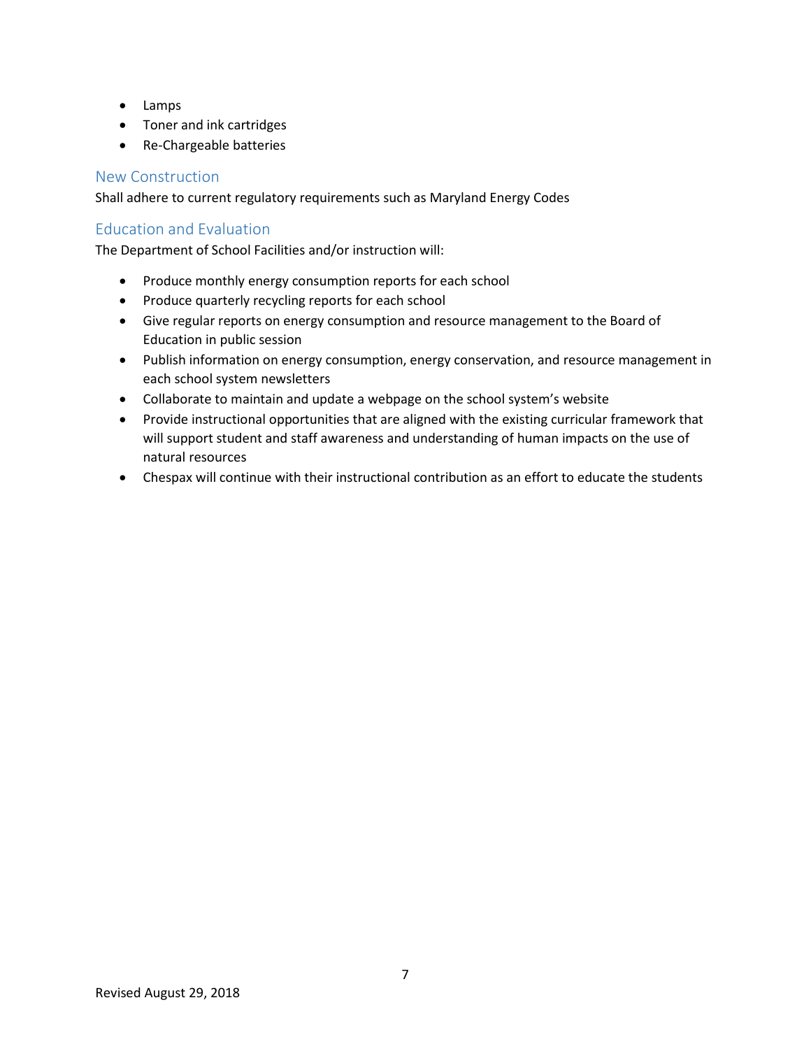- Lamps
- Toner and ink cartridges
- Re-Chargeable batteries

## New Construction

Shall adhere to current regulatory requirements such as Maryland Energy Codes

## Education and Evaluation

The Department of School Facilities and/or instruction will:

- Produce monthly energy consumption reports for each school
- Produce quarterly recycling reports for each school
- Give regular reports on energy consumption and resource management to the Board of Education in public session
- Publish information on energy consumption, energy conservation, and resource management in each school system newsletters
- Collaborate to maintain and update a webpage on the school system's website
- Provide instructional opportunities that are aligned with the existing curricular framework that will support student and staff awareness and understanding of human impacts on the use of natural resources
- Chespax will continue with their instructional contribution as an effort to educate the students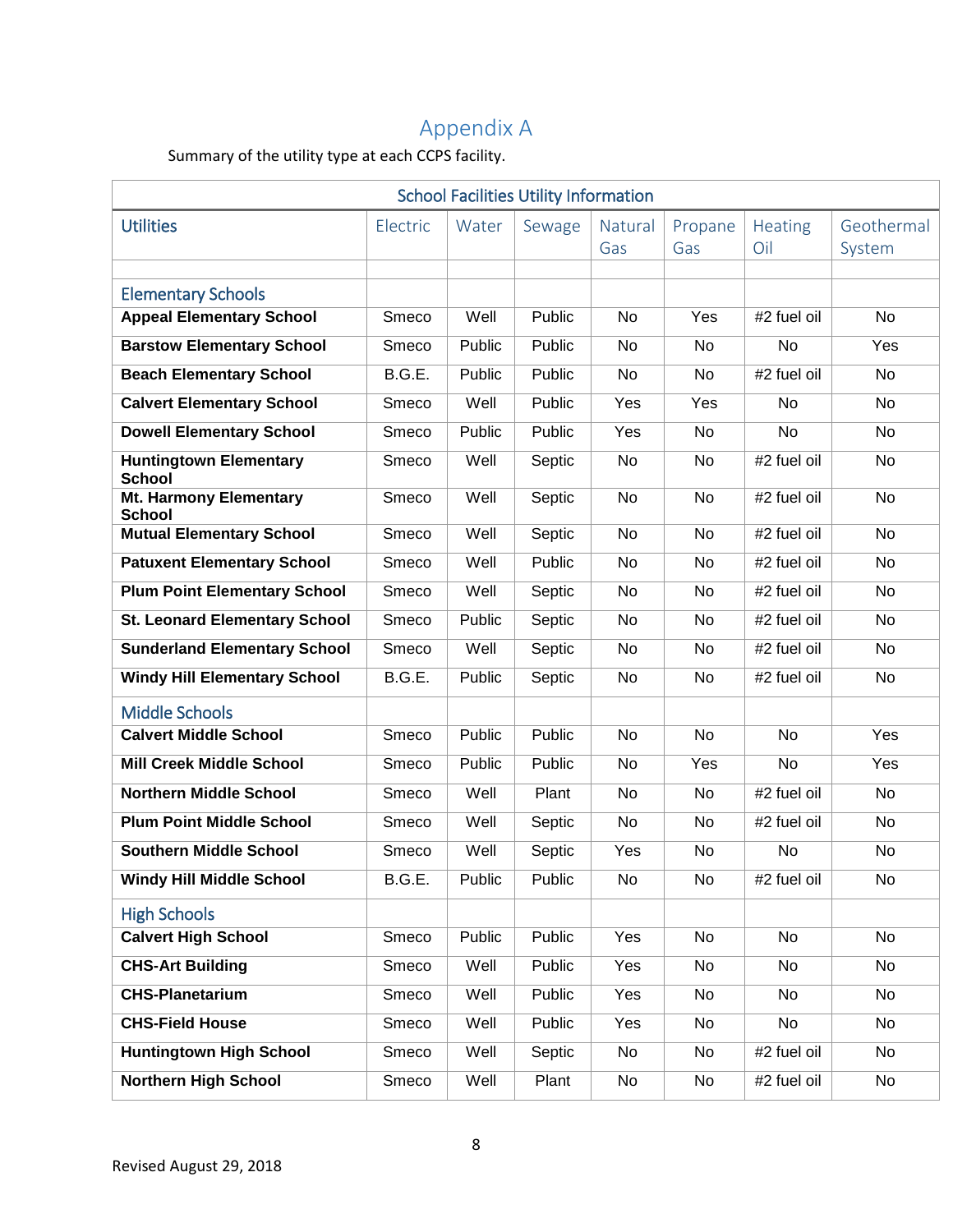# Appendix A

Summary of the utility type at each CCPS facility.

| School Facilities Utility Information | | | | | | | |
|---|---|---|---|---|---|---|---|
| Utilities | Electric | Water | Sewage | Natural Gas | Propane Gas | Heating Oil | Geothermal System |
| | | | | | | | |
| Elementary Schools | | | | | | | |
| **Appeal Elementary School** | Smeco | Well | Public | No | Yes | #2 fuel oil | No |
| **Barstow Elementary School** | Smeco | Public | Public | No | No | No | Yes |
| **Beach Elementary School** | B.G.E. | Public | Public | No | No | #2 fuel oil | No |
| **Calvert Elementary School** | Smeco | Well | Public | Yes | Yes | No | No |
| **Dowell Elementary School** | Smeco | Public | Public | Yes | No | No | No |
| **Huntingtown Elementary School** | Smeco | Well | Septic | No | No | #2 fuel oil | No |
| **Mt. Harmony Elementary School** | Smeco | Well | Septic | No | No | #2 fuel oil | No |
| **Mutual Elementary School** | Smeco | Well | Septic | No | No | #2 fuel oil | No |
| **Patuxent Elementary School** | Smeco | Well | Public | No | No | #2 fuel oil | No |
| **Plum Point Elementary School** | Smeco | Well | Septic | No | No | #2 fuel oil | No |
| **St. Leonard Elementary School** | Smeco | Public | Septic | No | No | #2 fuel oil | No |
| **Sunderland Elementary School** | Smeco | Well | Septic | No | No | #2 fuel oil | No |
| **Windy Hill Elementary School** | B.G.E. | Public | Septic | No | No | #2 fuel oil | No |
| Middle Schools | | | | | | | |
| **Calvert Middle School** | Smeco | Public | Public | No | No | No | Yes |
| **Mill Creek Middle School** | Smeco | Public | Public | No | Yes | No | Yes |
| **Northern Middle School** | Smeco | Well | Plant | No | No | #2 fuel oil | No |
| **Plum Point Middle School** | Smeco | Well | Septic | No | No | #2 fuel oil | No |
| **Southern Middle School** | Smeco | Well | Septic | Yes | No | No | No |
| **Windy Hill Middle School** | B.G.E. | Public | Public | No | No | #2 fuel oil | No |
| High Schools | | | | | | | |
| **Calvert High School** | Smeco | Public | Public | Yes | No | No | No |
| **CHS-Art Building** | Smeco | Well | Public | Yes | No | No | No |
| **CHS-Planetarium** | Smeco | Well | Public | Yes | No | No | No |
| **CHS-Field House** | Smeco | Well | Public | Yes | No | No | No |
| **Huntingtown High School** | Smeco | Well | Septic | No | No | #2 fuel oil | No |
| **Northern High School** | Smeco | Well | Plant | No | No | #2 fuel oil | No |

Revised August 29, 2018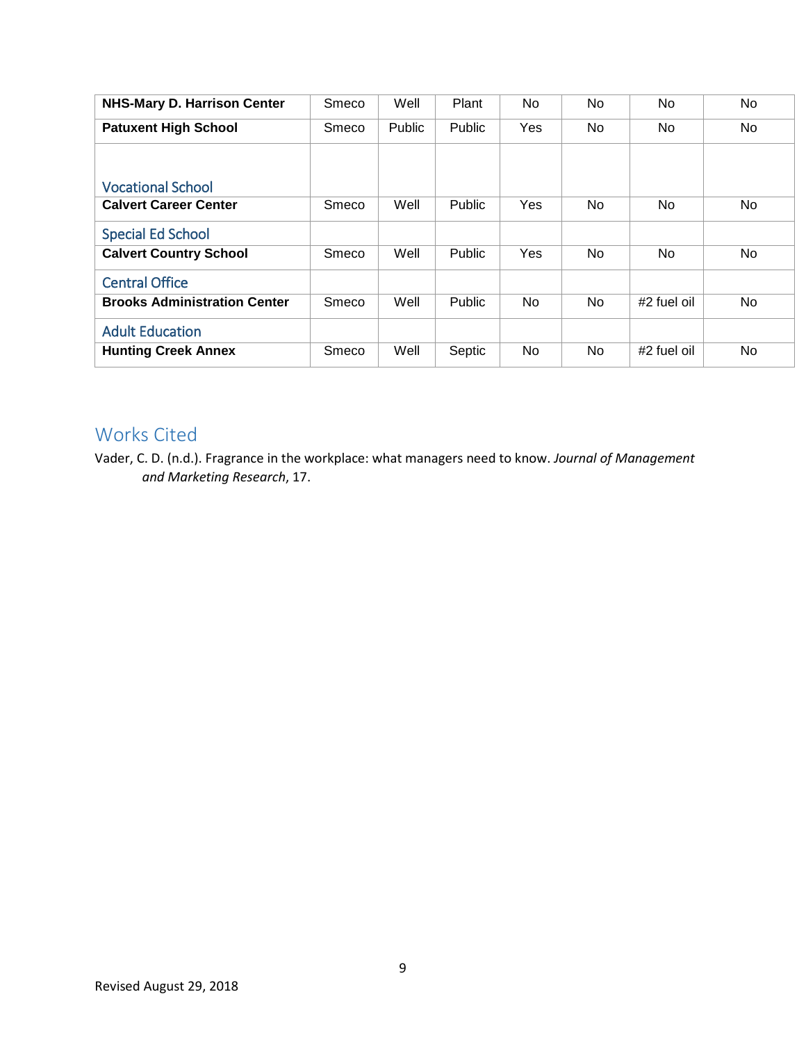| | | | | | | | |
|---|---|---|---|---|---|---|---|
| **NHS-Mary D. Harrison Center** | Smeco | Well | Plant | No | No | No | No |
| **Patuxent High School** | Smeco | Public | Public | Yes | No | No | No |
| Vocational School | | | | | | | |
| **Calvert Career Center** | Smeco | Well | Public | Yes | No | No | No |
| Special Ed School | | | | | | | |
| **Calvert Country School** | Smeco | Well | Public | Yes | No | No | No |
| Central Office | | | | | | | |
| **Brooks Administration Center** | Smeco | Well | Public | No | No | #2 fuel oil | No |
| Adult Education | | | | | | | |
| **Hunting Creek Annex** | Smeco | Well | Septic | No | No | #2 fuel oil | No |

## Works Cited

Vader, C. D. (n.d.). Fragrance in the workplace: what managers need to know. *Journal of Management and Marketing Research*, 17.

Revised August 29, 2018